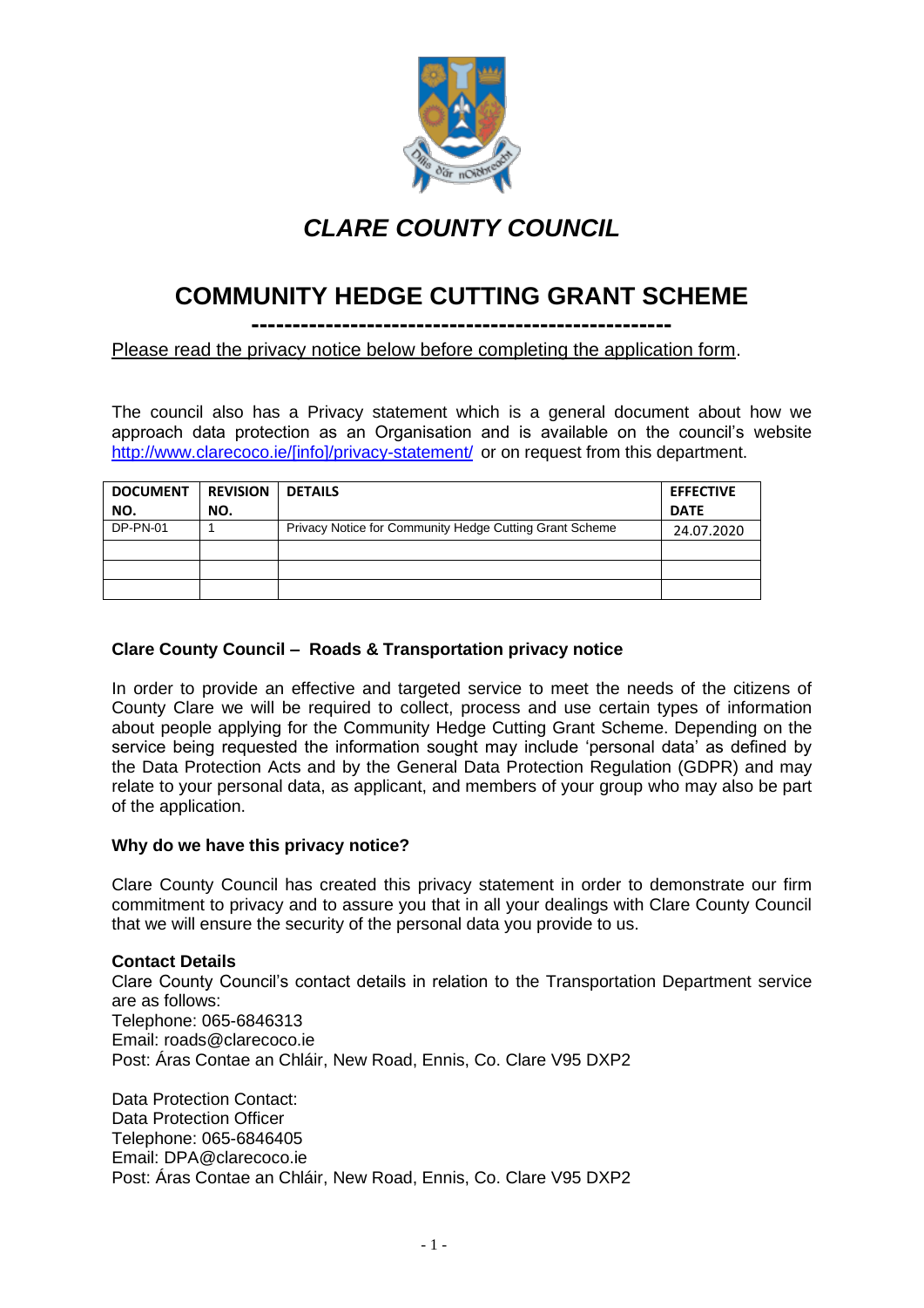# *CLARE COUNTY COUNCIL*

# COMMUNITY HEDGE CUTTING GRANT SCHEME

---

Please read the privacy notice below before completing the application form.

The council also has a Privacy statement which is a general document about how we approach data protection as an Organisation and is available on the council's website http://www.clarecoco.ie/[info]/privacy-statement/ or on request from this department.

| DOCUMENT NO. | REVISION NO. | DETAILS | EFFECTIVE DATE |
|---|---|---|---|
| DP-PN-01 | 1 | Privacy Notice for Community Hedge Cutting Grant Scheme | 24.07.2020 |
| | | | |
| | | | |
| | | | |

### Clare County Council – Roads & Transportation privacy notice

In order to provide an effective and targeted service to meet the needs of the citizens of County Clare we will be required to collect, process and use certain types of information about people applying for the Community Hedge Cutting Grant Scheme. Depending on the service being requested the information sought may include 'personal data' as defined by the Data Protection Acts and by the General Data Protection Regulation (GDPR) and may relate to your personal data, as applicant, and members of your group who may also be part of the application.

### Why do we have this privacy notice?

Clare County Council has created this privacy statement in order to demonstrate our firm commitment to privacy and to assure you that in all your dealings with Clare County Council that we will ensure the security of the personal data you provide to us.

**Contact Details**

Clare County Council's contact details in relation to the Transportation Department service are as follows:
Telephone: 065-6846313
Email: roads@clarecoco.ie
Post: Áras Contae an Chláir, New Road, Ennis, Co. Clare V95 DXP2

Data Protection Contact:
Data Protection Officer
Telephone: 065-6846405
Email: DPA@clarecoco.ie
Post: Áras Contae an Chláir, New Road, Ennis, Co. Clare V95 DXP2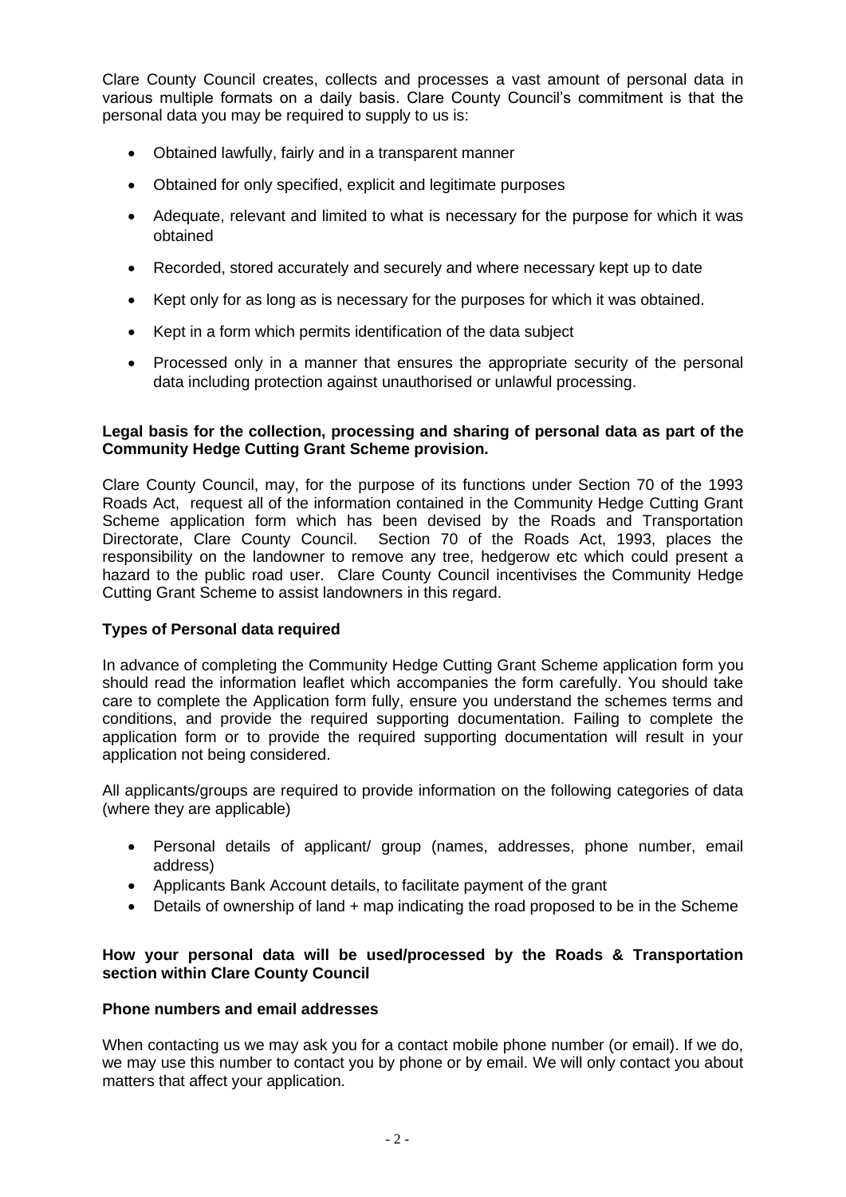Clare County Council creates, collects and processes a vast amount of personal data in various multiple formats on a daily basis. Clare County Council's commitment is that the personal data you may be required to supply to us is:

- Obtained lawfully, fairly and in a transparent manner
- Obtained for only specified, explicit and legitimate purposes
- Adequate, relevant and limited to what is necessary for the purpose for which it was obtained
- Recorded, stored accurately and securely and where necessary kept up to date
- Kept only for as long as is necessary for the purposes for which it was obtained.
- Kept in a form which permits identification of the data subject
- Processed only in a manner that ensures the appropriate security of the personal data including protection against unauthorised or unlawful processing.

**Legal basis for the collection, processing and sharing of personal data as part of the Community Hedge Cutting Grant Scheme provision.**

Clare County Council, may, for the purpose of its functions under Section 70 of the 1993 Roads Act, request all of the information contained in the Community Hedge Cutting Grant Scheme application form which has been devised by the Roads and Transportation Directorate, Clare County Council. Section 70 of the Roads Act, 1993, places the responsibility on the landowner to remove any tree, hedgerow etc which could present a hazard to the public road user. Clare County Council incentivises the Community Hedge Cutting Grant Scheme to assist landowners in this regard.

**Types of Personal data required**

In advance of completing the Community Hedge Cutting Grant Scheme application form you should read the information leaflet which accompanies the form carefully. You should take care to complete the Application form fully, ensure you understand the schemes terms and conditions, and provide the required supporting documentation. Failing to complete the application form or to provide the required supporting documentation will result in your application not being considered.

All applicants/groups are required to provide information on the following categories of data (where they are applicable)

- Personal details of applicant/ group (names, addresses, phone number, email address)
- Applicants Bank Account details, to facilitate payment of the grant
- Details of ownership of land + map indicating the road proposed to be in the Scheme

**How your personal data will be used/processed by the Roads & Transportation section within Clare County Council**

**Phone numbers and email addresses**

When contacting us we may ask you for a contact mobile phone number (or email). If we do, we may use this number to contact you by phone or by email. We will only contact you about matters that affect your application.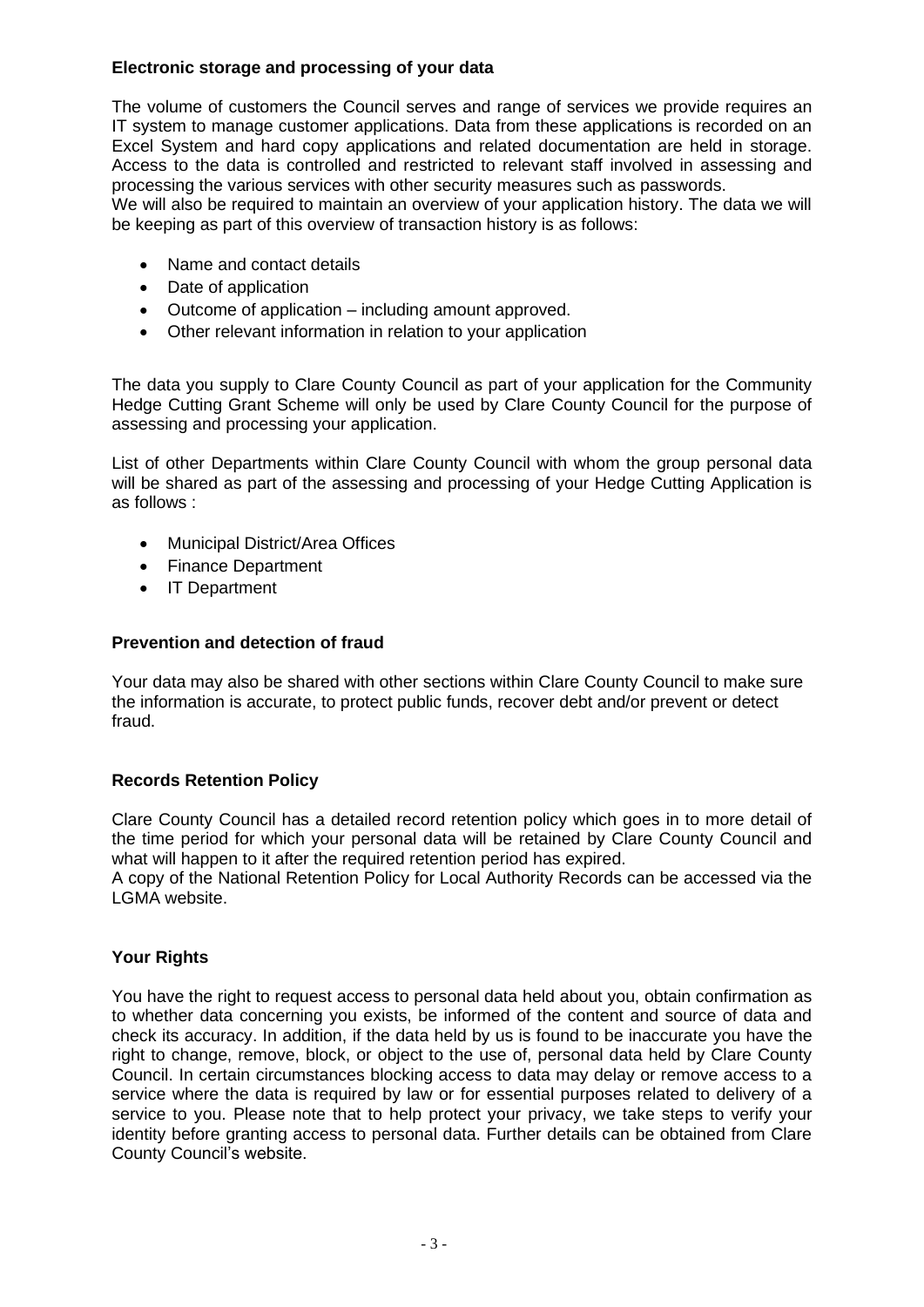**Electronic storage and processing of your data**

The volume of customers the Council serves and range of services we provide requires an IT system to manage customer applications. Data from these applications is recorded on an Excel System and hard copy applications and related documentation are held in storage. Access to the data is controlled and restricted to relevant staff involved in assessing and processing the various services with other security measures such as passwords.
We will also be required to maintain an overview of your application history. The data we will be keeping as part of this overview of transaction history is as follows:

- Name and contact details
- Date of application
- Outcome of application – including amount approved.
- Other relevant information in relation to your application

The data you supply to Clare County Council as part of your application for the Community Hedge Cutting Grant Scheme will only be used by Clare County Council for the purpose of assessing and processing your application.

List of other Departments within Clare County Council with whom the group personal data will be shared as part of the assessing and processing of your Hedge Cutting Application is as follows :

- Municipal District/Area Offices
- Finance Department
- IT Department

**Prevention and detection of fraud**

Your data may also be shared with other sections within Clare County Council to make sure the information is accurate, to protect public funds, recover debt and/or prevent or detect fraud.

**Records Retention Policy**

Clare County Council has a detailed record retention policy which goes in to more detail of the time period for which your personal data will be retained by Clare County Council and what will happen to it after the required retention period has expired.
A copy of the National Retention Policy for Local Authority Records can be accessed via the LGMA website.

**Your Rights**

You have the right to request access to personal data held about you, obtain confirmation as to whether data concerning you exists, be informed of the content and source of data and check its accuracy. In addition, if the data held by us is found to be inaccurate you have the right to change, remove, block, or object to the use of, personal data held by Clare County Council. In certain circumstances blocking access to data may delay or remove access to a service where the data is required by law or for essential purposes related to delivery of a service to you. Please note that to help protect your privacy, we take steps to verify your identity before granting access to personal data. Further details can be obtained from Clare County Council's website.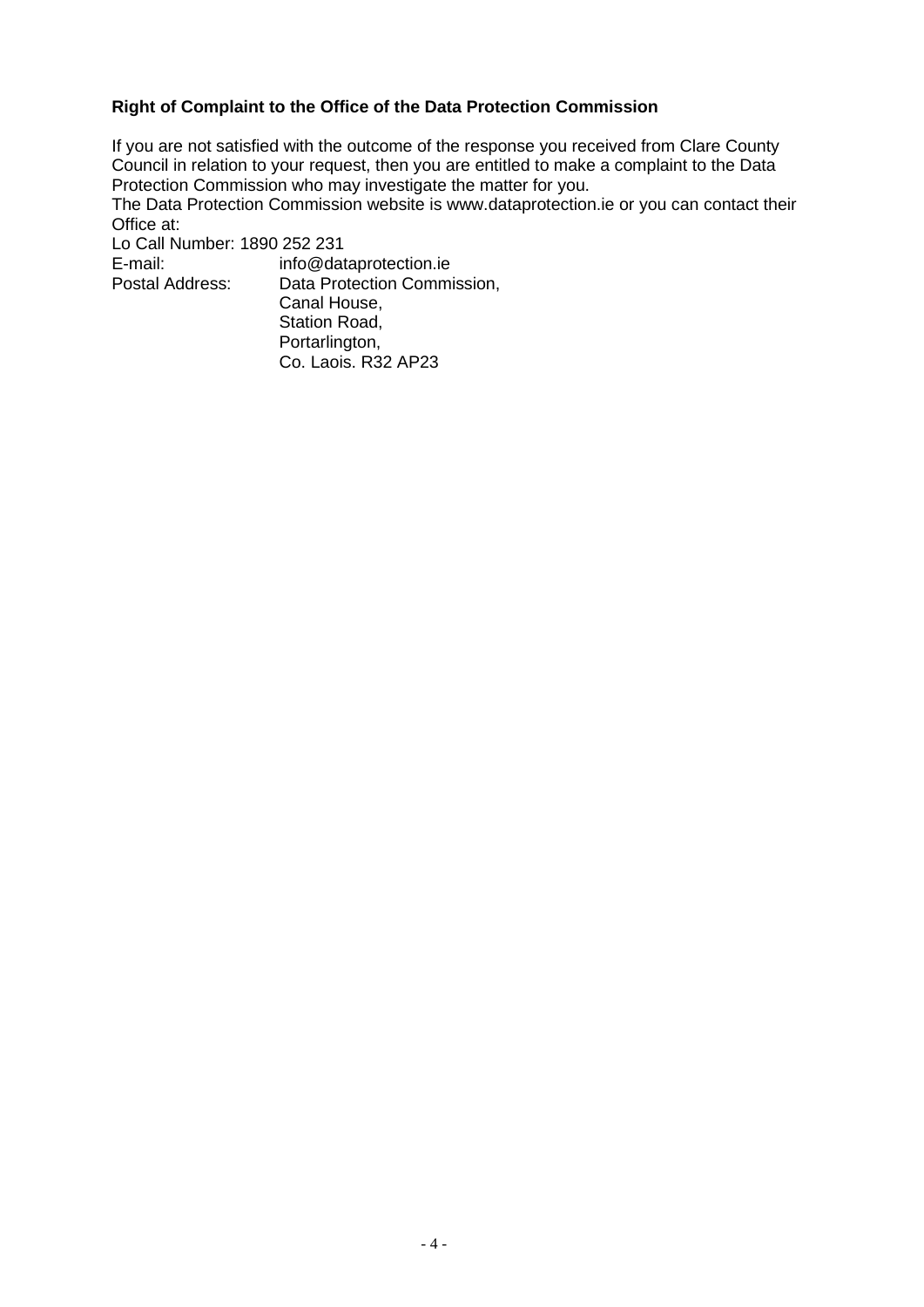**Right of Complaint to the Office of the Data Protection Commission**

If you are not satisfied with the outcome of the response you received from Clare County Council in relation to your request, then you are entitled to make a complaint to the Data Protection Commission who may investigate the matter for you.

The Data Protection Commission website is www.dataprotection.ie or you can contact their Office at:

Lo Call Number: 1890 252 231

E-mail: info@dataprotection.ie

Postal Address: Data Protection Commission,
Canal House,
Station Road,
Portarlington,
Co. Laois. R32 AP23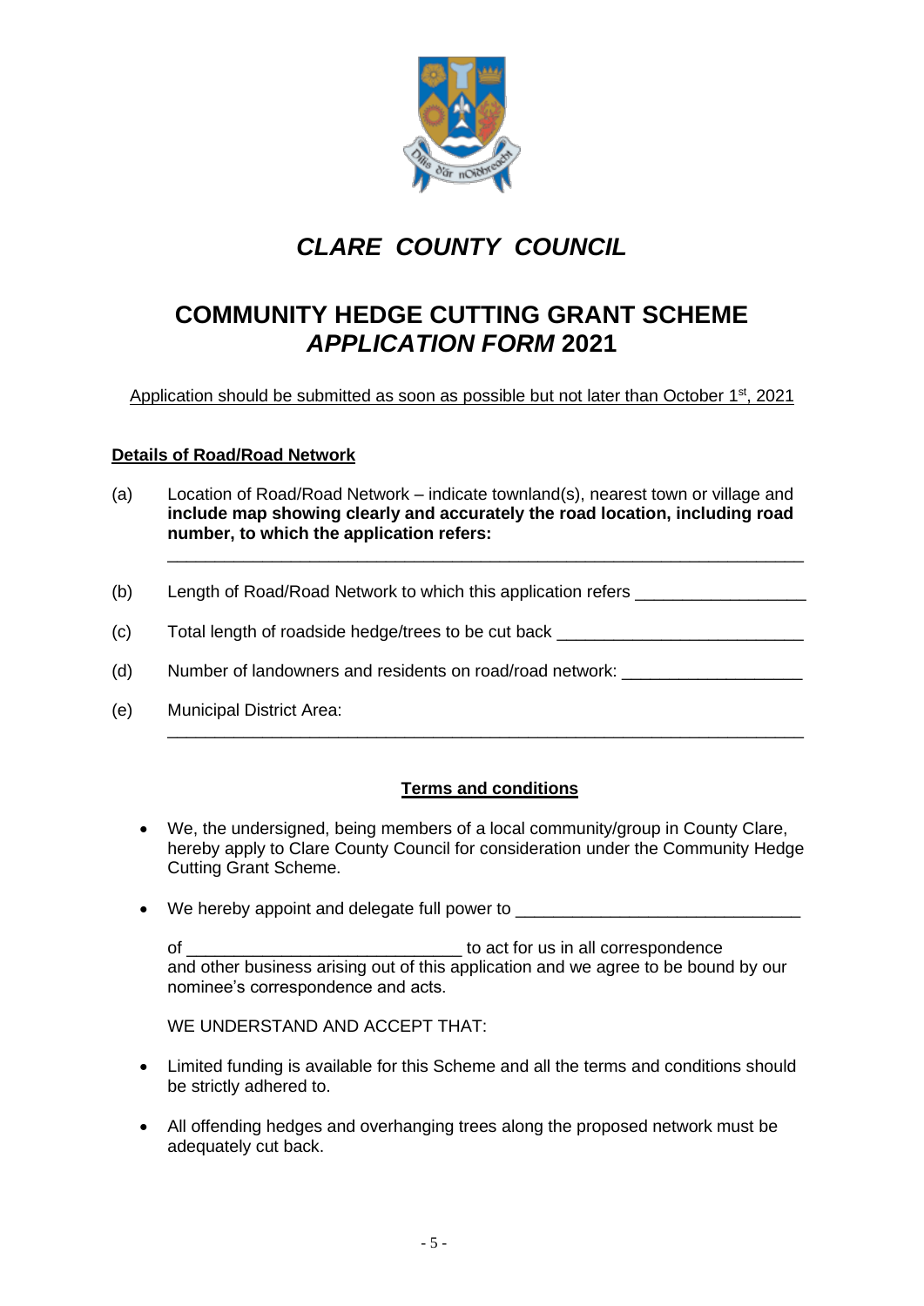# *CLARE COUNTY COUNCIL*

## COMMUNITY HEDGE CUTTING GRANT SCHEME *APPLICATION FORM* 2021

Application should be submitted as soon as possible but not later than October 1st, 2021

**Details of Road/Road Network**

(a) Location of Road/Road Network – indicate townland(s), nearest town or village and **include map showing clearly and accurately the road location, including road number, to which the application refers:**

_____________________________________________________________________

(b) Length of Road/Road Network to which this application refers __________________

(c) Total length of roadside hedge/trees to be cut back __________________________

(d) Number of landowners and residents on road/road network: ___________________

(e) Municipal District Area:

_____________________________________________________________________

**Terms and conditions**

- We, the undersigned, being members of a local community/group in County Clare, hereby apply to Clare County Council for consideration under the Community Hedge Cutting Grant Scheme.

- We hereby appoint and delegate full power to ______________________________

  of _____________________________ to act for us in all correspondence and other business arising out of this application and we agree to be bound by our nominee's correspondence and acts.

  WE UNDERSTAND AND ACCEPT THAT:

- Limited funding is available for this Scheme and all the terms and conditions should be strictly adhered to.

- All offending hedges and overhanging trees along the proposed network must be adequately cut back.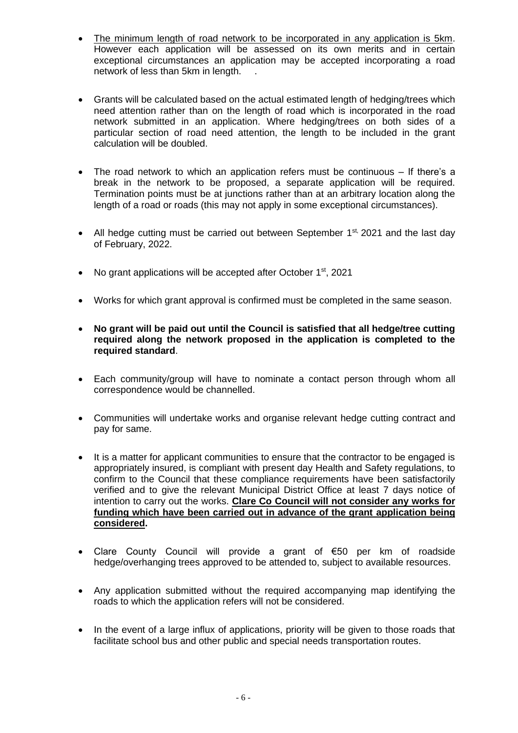- <u>The minimum length of road network to be incorporated in any application is 5km</u>. However each application will be assessed on its own merits and in certain exceptional circumstances an application may be accepted incorporating a road network of less than 5km in length. .

- Grants will be calculated based on the actual estimated length of hedging/trees which need attention rather than on the length of road which is incorporated in the road network submitted in an application. Where hedging/trees on both sides of a particular section of road need attention, the length to be included in the grant calculation will be doubled.

- The road network to which an application refers must be continuous – If there's a break in the network to be proposed, a separate application will be required. Termination points must be at junctions rather than at an arbitrary location along the length of a road or roads (this may not apply in some exceptional circumstances).

- All hedge cutting must be carried out between September 1st, 2021 and the last day of February, 2022.

- No grant applications will be accepted after October 1st, 2021

- Works for which grant approval is confirmed must be completed in the same season.

- **No grant will be paid out until the Council is satisfied that all hedge/tree cutting required along the network proposed in the application is completed to the required standard**.

- Each community/group will have to nominate a contact person through whom all correspondence would be channelled.

- Communities will undertake works and organise relevant hedge cutting contract and pay for same.

- It is a matter for applicant communities to ensure that the contractor to be engaged is appropriately insured, is compliant with present day Health and Safety regulations, to confirm to the Council that these compliance requirements have been satisfactorily verified and to give the relevant Municipal District Office at least 7 days notice of intention to carry out the works. **<u>Clare Co Council will not consider any works for funding which have been carried out in advance of the grant application being considered</u>.**

- Clare County Council will provide a grant of €50 per km of roadside hedge/overhanging trees approved to be attended to, subject to available resources.

- Any application submitted without the required accompanying map identifying the roads to which the application refers will not be considered.

- In the event of a large influx of applications, priority will be given to those roads that facilitate school bus and other public and special needs transportation routes.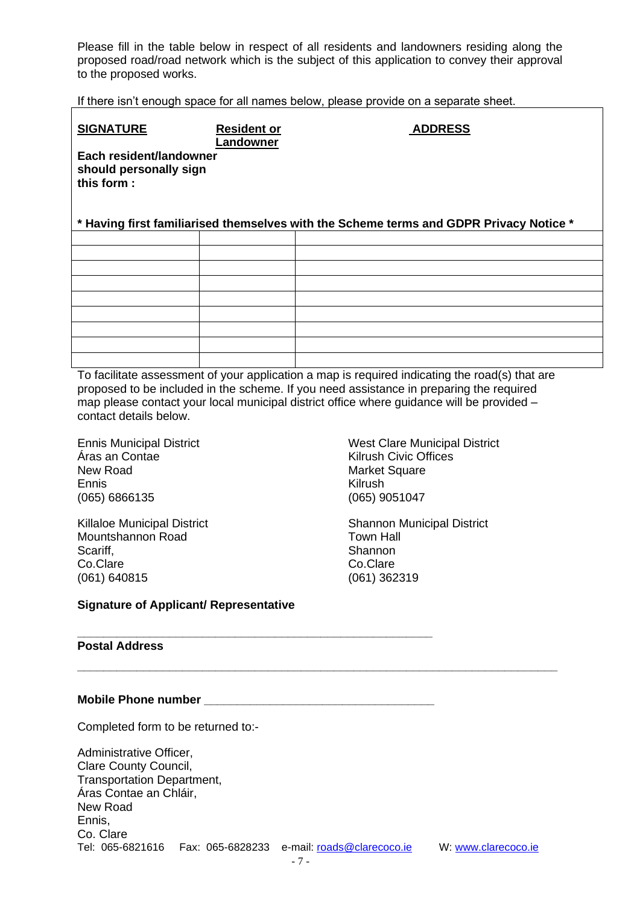Please fill in the table below in respect of all residents and landowners residing along the proposed road/road network which is the subject of this application to convey their approval to the proposed works.

If there isn't enough space for all names below, please provide on a separate sheet.

| **SIGNATURE** Each resident/landowner should personally sign this form : | **Resident or Landowner** | **ADDRESS** |
|---|---|---|
| **\* Having first familiarised themselves with the Scheme terms and GDPR Privacy Notice \*** | | |
| | | |
| | | |
| | | |
| | | |
| | | |
| | | |
| | | |
| | | |
| | | |

To facilitate assessment of your application a map is required indicating the road(s) that are proposed to be included in the scheme. If you need assistance in preparing the required map please contact your local municipal district office where guidance will be provided – contact details below.

Ennis Municipal District
Áras an Contae
New Road
Ennis
(065) 6866135

West Clare Municipal District
Kilrush Civic Offices
Market Square
Kilrush
(065) 9051047

Killaloe Municipal District
Mountshannon Road
Scariff,
Co.Clare
(061) 640815

Shannon Municipal District
Town Hall
Shannon
Co.Clare
(061) 362319

**Signature of Applicant/ Representative**

_______________________________________________________

**Postal Address**

_______________________________________________________________________

**Mobile Phone number** ___________________________________

Completed form to be returned to:-

Administrative Officer,
Clare County Council,
Transportation Department,
Áras Contae an Chláir,
New Road
Ennis,
Co. Clare
Tel: 065-6821616 Fax: 065-6828233 e-mail: roads@clarecoco.ie W: www.clarecoco.ie